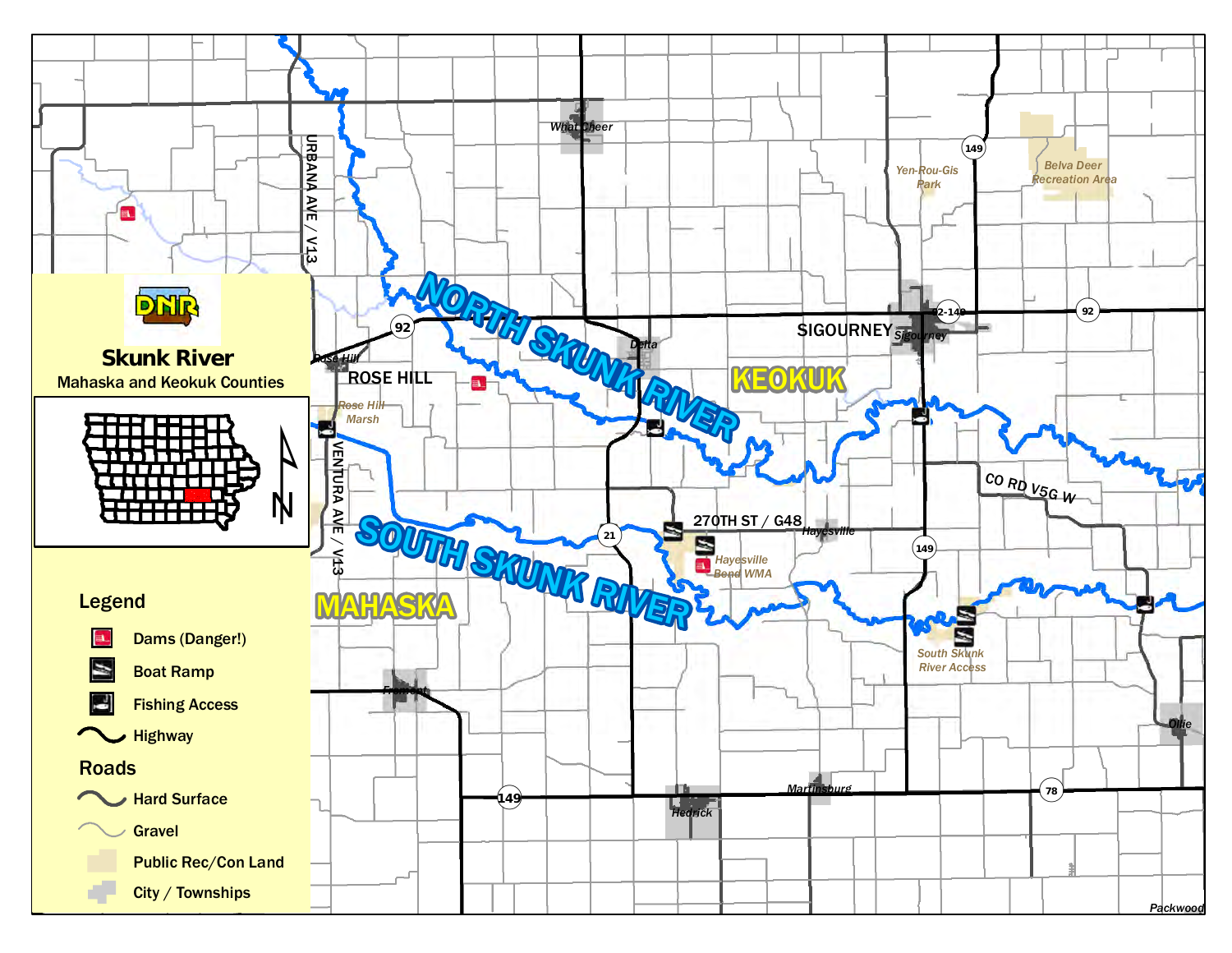# Skunk River

Mahaska and Keokuk Counties

## Legend

- Dams (Danger!)
- Boat Ramp
- Fishing Access
- Highway

## Roads

- Hard Surface
- Gravel
- Public Rec/Con Land
- City / Townships

NORTH SKUNK RIVER

SOUTH SKUNK RIVER

KEOKUK

MAHASKA

SIGOURNEY

ROSE HILL

Rose Hill

Rose Hill Marsh

What Cheer

Delta

Sigourney

Yen-Rou-Gis Park

Belva Deer Recreation Area

Hayesville

Hayesville Bend WMA

South Skunk River Access

Fremont

Hedrick

Martinsburg

Ollie

Packwood

URBANA AVE / V13

VENTURA AVE / V13

270TH ST / G48

CO RD V5G W

92

92-149

149

21

78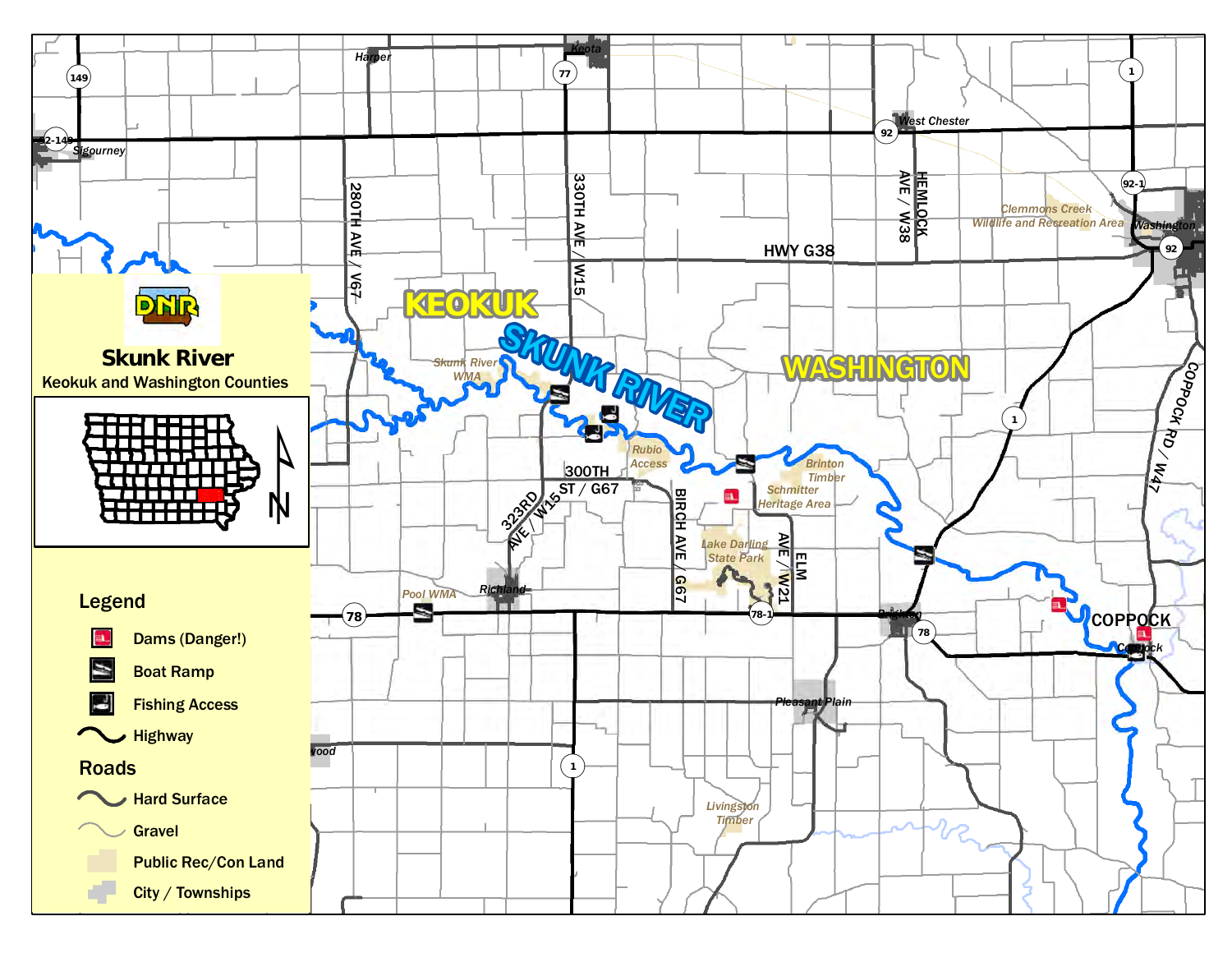# Skunk River

Keokuk and Washington Counties

## Legend

- Dams (Danger!)
- Boat Ramp
- Fishing Access
- Highway

## Roads

- Hard Surface
- Gravel
- Public Rec/Con Land
- City / Townships

KEOKUK

WASHINGTON

SKUNK RIVER

Harper

Keota

Sigourney

West Chester

Washington

Clemmons Creek Wildlife and Recreation Area

HWY G38

280TH AVE / V67

330TH AVE / W15

HEMLOCK AVE / W38

Skunk River WMA

Rubio Access

300TH ST / G67

323RD AVE / W15

BIRCH AVE / G67

Brinton Timber

Schmitter Heritage Area

ELM AVE / W21

Lake Darling State Park

Richland

Pool WMA

Brighton

COPPOCK

Coppock

COPPOCK RD / W47

Pleasant Plain

Livingston Timber

wood

149

92-149

77

92

1

92-1

78

78-1